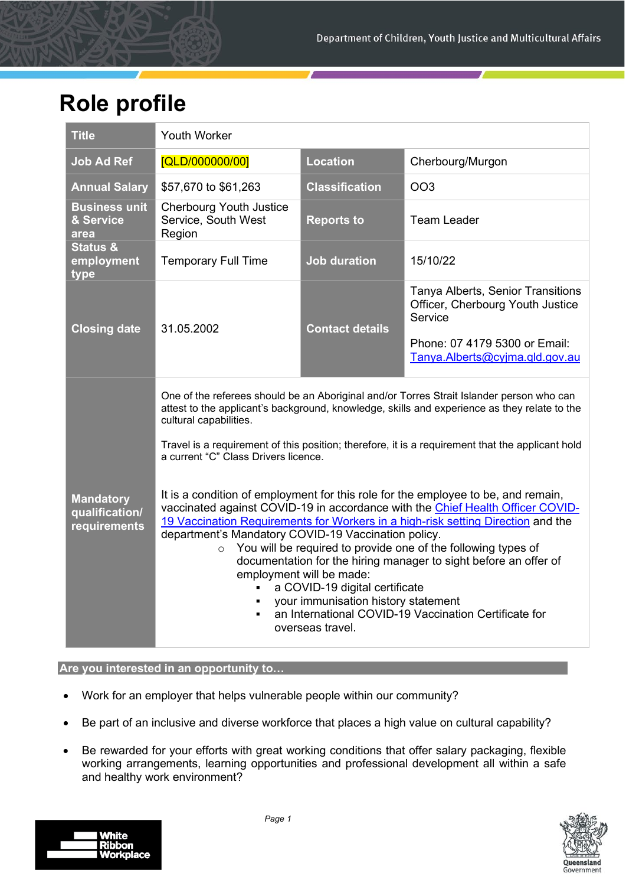Department of Children, Youth Justice and Multicultural Affairs

# Role profile

| Title | Youth Worker | | |
|---|---|---|---|
| Job Ad Ref | [QLD/000000/00] | Location | Cherbourg/Murgon |
| Annual Salary | $57,670 to $61,263 | Classification | OO3 |
| Business unit & Service area | Cherbourg Youth Justice Service, South West Region | Reports to | Team Leader |
| Status & employment type | Temporary Full Time | Job duration | 15/10/22 |
| Closing date | 31.05.2002 | Contact details | Tanya Alberts, Senior Transitions Officer, Cherbourg Youth Justice Service<br><br>Phone: 07 4179 5300 or Email: Tanya.Alberts@cyjma.qld.gov.au |
| Mandatory qualification/ requirements | One of the referees should be an Aboriginal and/or Torres Strait Islander person who can attest to the applicant's background, knowledge, skills and experience as they relate to the cultural capabilities.<br><br>Travel is a requirement of this position; therefore, it is a requirement that the applicant hold a current "C" Class Drivers licence.<br><br>It is a condition of employment for this role for the employee to be, and remain, vaccinated against COVID-19 in accordance with the Chief Health Officer COVID-19 Vaccination Requirements for Workers in a high-risk setting Direction and the department's Mandatory COVID-19 Vaccination policy.<br>○ You will be required to provide one of the following types of documentation for the hiring manager to sight before an offer of employment will be made:<br>▪ a COVID-19 digital certificate<br>▪ your immunisation history statement<br>▪ an International COVID-19 Vaccination Certificate for overseas travel. | | |

## Are you interested in an opportunity to…

- Work for an employer that helps vulnerable people within our community?
- Be part of an inclusive and diverse workforce that places a high value on cultural capability?
- Be rewarded for your efforts with great working conditions that offer salary packaging, flexible working arrangements, learning opportunities and professional development all within a safe and healthy work environment?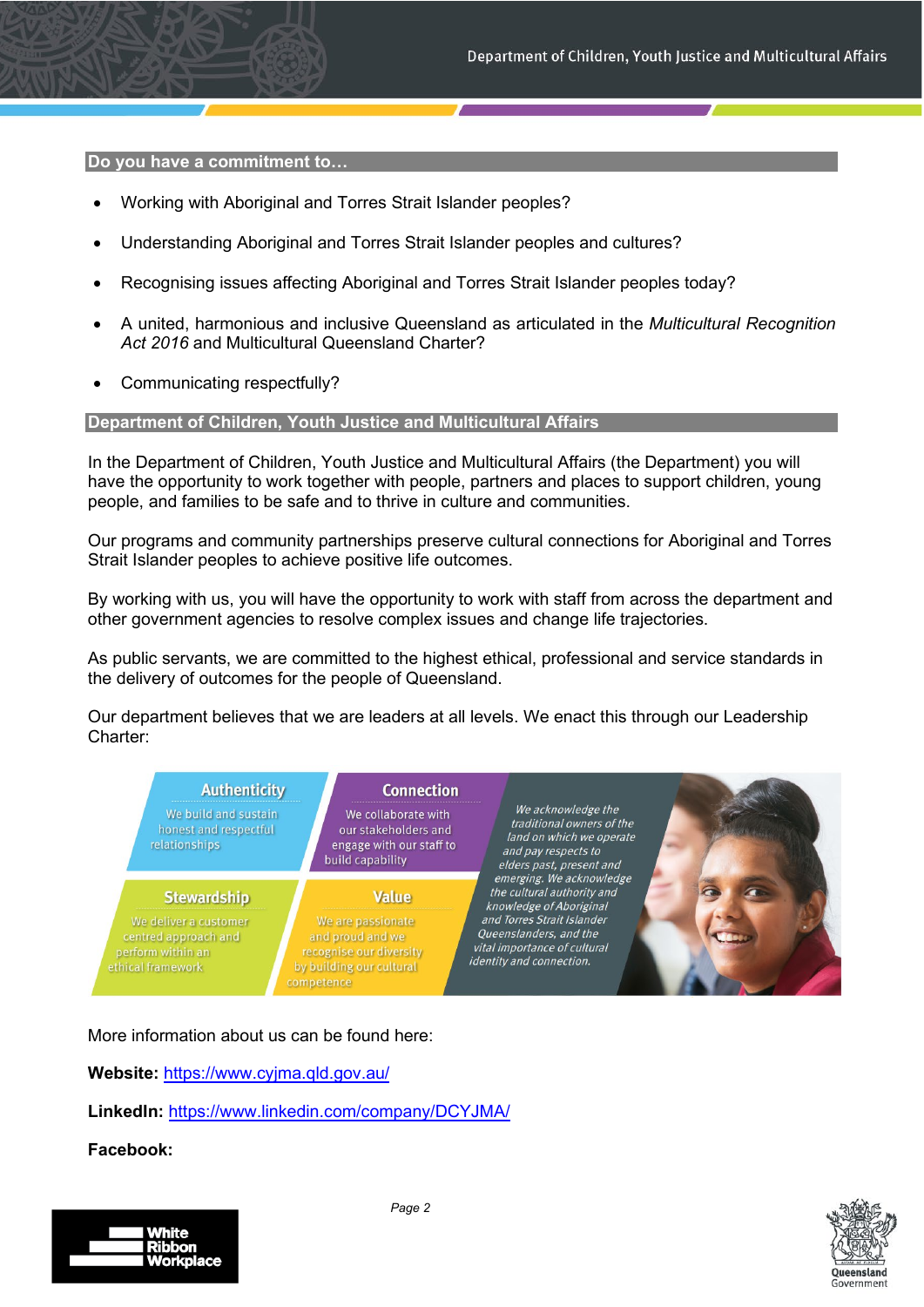## Do you have a commitment to…

- Working with Aboriginal and Torres Strait Islander peoples?
- Understanding Aboriginal and Torres Strait Islander peoples and cultures?
- Recognising issues affecting Aboriginal and Torres Strait Islander peoples today?
- A united, harmonious and inclusive Queensland as articulated in the *Multicultural Recognition Act 2016* and Multicultural Queensland Charter?
- Communicating respectfully?

## Department of Children, Youth Justice and Multicultural Affairs

In the Department of Children, Youth Justice and Multicultural Affairs (the Department) you will have the opportunity to work together with people, partners and places to support children, young people, and families to be safe and to thrive in culture and communities.

Our programs and community partnerships preserve cultural connections for Aboriginal and Torres Strait Islander peoples to achieve positive life outcomes.

By working with us, you will have the opportunity to work with staff from across the department and other government agencies to resolve complex issues and change life trajectories.

As public servants, we are committed to the highest ethical, professional and service standards in the delivery of outcomes for the people of Queensland.

Our department believes that we are leaders at all levels. We enact this through our Leadership Charter:

**Authenticity**
We build and sustain honest and respectful relationships

**Connection**
We collaborate with our stakeholders and engage with our staff to build capability

**Stewardship**
We deliver a customer centred approach and perform within an ethical framework

**Value**
We are passionate and proud and we recognise our diversity by building our cultural competence

*We acknowledge the traditional owners of the land on which we operate and pay respects to elders past, present and emerging. We acknowledge the cultural authority and knowledge of Aboriginal and Torres Strait Islander Queenslanders, and the vital importance of cultural identity and connection.*

More information about us can be found here:

**Website:** https://www.cyjma.qld.gov.au/

**LinkedIn:** https://www.linkedin.com/company/DCYJMA/

**Facebook:**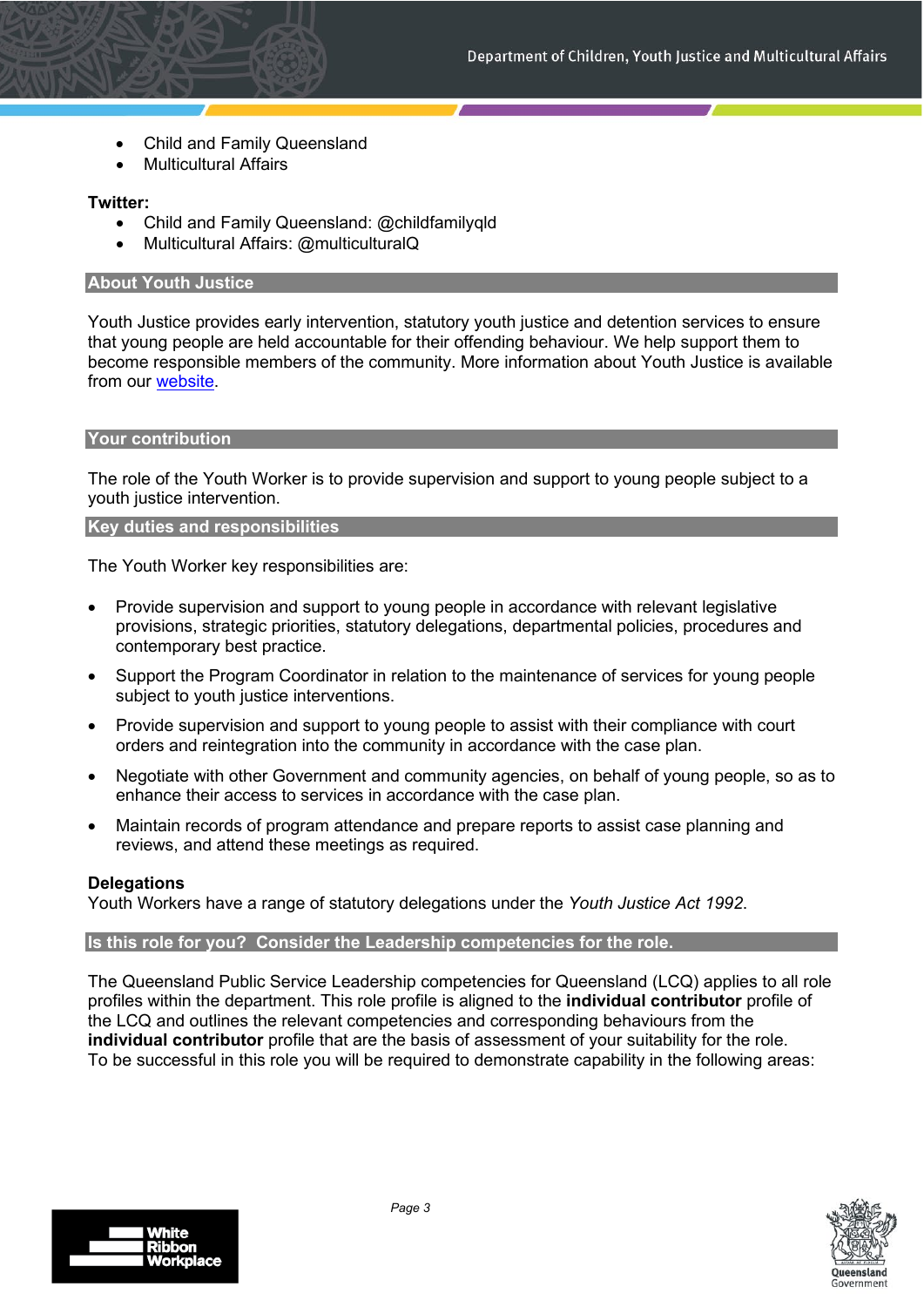- Child and Family Queensland
- Multicultural Affairs

**Twitter:**

- Child and Family Queensland: @childfamilyqld
- Multicultural Affairs: @multiculturalQ

## About Youth Justice

Youth Justice provides early intervention, statutory youth justice and detention services to ensure that young people are held accountable for their offending behaviour. We help support them to become responsible members of the community. More information about Youth Justice is available from our website.

## Your contribution

The role of the Youth Worker is to provide supervision and support to young people subject to a youth justice intervention.

## Key duties and responsibilities

The Youth Worker key responsibilities are:

- Provide supervision and support to young people in accordance with relevant legislative provisions, strategic priorities, statutory delegations, departmental policies, procedures and contemporary best practice.
- Support the Program Coordinator in relation to the maintenance of services for young people subject to youth justice interventions.
- Provide supervision and support to young people to assist with their compliance with court orders and reintegration into the community in accordance with the case plan.
- Negotiate with other Government and community agencies, on behalf of young people, so as to enhance their access to services in accordance with the case plan.
- Maintain records of program attendance and prepare reports to assist case planning and reviews, and attend these meetings as required.

**Delegations**
Youth Workers have a range of statutory delegations under the *Youth Justice Act 1992*.

## Is this role for you? Consider the Leadership competencies for the role.

The Queensland Public Service Leadership competencies for Queensland (LCQ) applies to all role profiles within the department. This role profile is aligned to the **individual contributor** profile of the LCQ and outlines the relevant competencies and corresponding behaviours from the **individual contributor** profile that are the basis of assessment of your suitability for the role.
To be successful in this role you will be required to demonstrate capability in the following areas: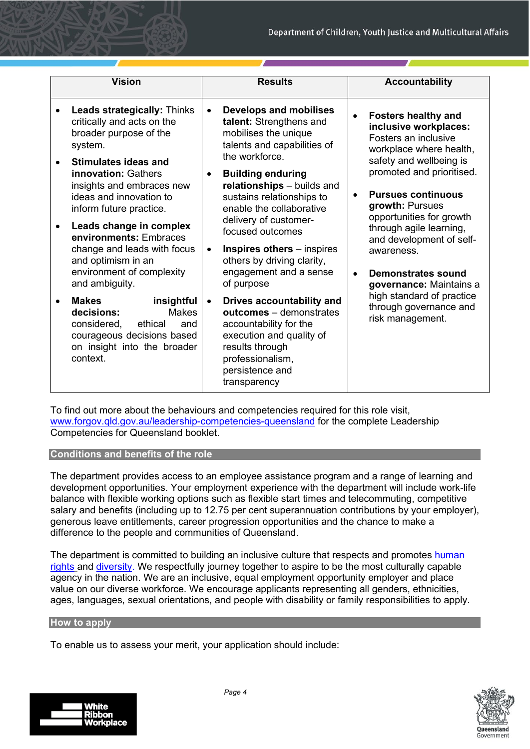| Vision | Results | Accountability |
| --- | --- | --- |
| • **Leads strategically:** Thinks critically and acts on the broader purpose of the system.<br>• **Stimulates ideas and innovation:** Gathers insights and embraces new ideas and innovation to inform future practice.<br>• **Leads change in complex environments:** Embraces change and leads with focus and optimism in an environment of complexity and ambiguity.<br>• **Makes insightful decisions:** Makes considered, ethical and courageous decisions based on insight into the broader context. | • **Develops and mobilises talent:** Strengthens and mobilises the unique talents and capabilities of the workforce.<br>• **Building enduring relationships** – builds and sustains relationships to enable the collaborative delivery of customer-focused outcomes<br>• **Inspires others** – inspires others by driving clarity, engagement and a sense of purpose<br>• **Drives accountability and outcomes** – demonstrates accountability for the execution and quality of results through professionalism, persistence and transparency | • **Fosters healthy and inclusive workplaces:** Fosters an inclusive workplace where health, safety and wellbeing is promoted and prioritised.<br>• **Pursues continuous growth:** Pursues opportunities for growth through agile learning, and development of self-awareness.<br>• **Demonstrates sound governance:** Maintains a high standard of practice through governance and risk management. |

To find out more about the behaviours and competencies required for this role visit, www.forgov.qld.gov.au/leadership-competencies-queensland for the complete Leadership Competencies for Queensland booklet.

## Conditions and benefits of the role

The department provides access to an employee assistance program and a range of learning and development opportunities. Your employment experience with the department will include work-life balance with flexible working options such as flexible start times and telecommuting, competitive salary and benefits (including up to 12.75 per cent superannuation contributions by your employer), generous leave entitlements, career progression opportunities and the chance to make a difference to the people and communities of Queensland.

The department is committed to building an inclusive culture that respects and promotes human rights and diversity. We respectfully journey together to aspire to be the most culturally capable agency in the nation. We are an inclusive, equal employment opportunity employer and place value on our diverse workforce. We encourage applicants representing all genders, ethnicities, ages, languages, sexual orientations, and people with disability or family responsibilities to apply.

## How to apply

To enable us to assess your merit, your application should include: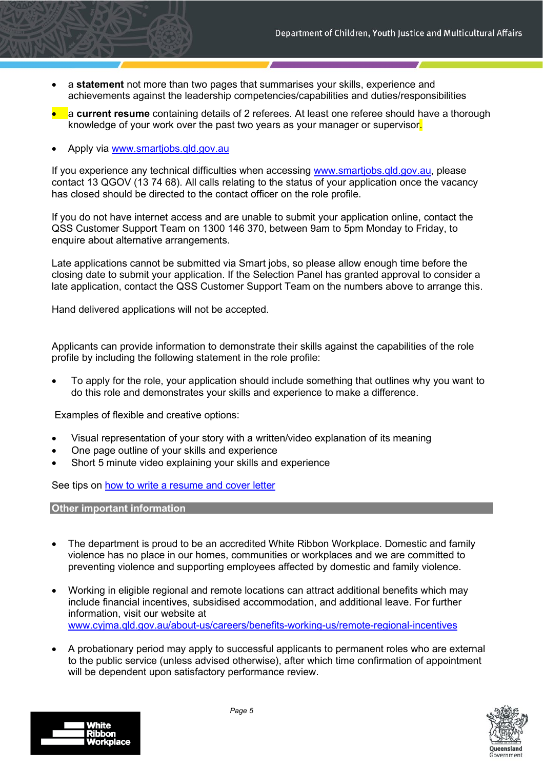- a **statement** not more than two pages that summarises your skills, experience and achievements against the leadership competencies/capabilities and duties/responsibilities
- a **current resume** containing details of 2 referees. At least one referee should have a thorough knowledge of your work over the past two years as your manager or supervisor.

- Apply via [www.smartjobs.qld.gov.au](www.smartjobs.qld.gov.au)

If you experience any technical difficulties when accessing [www.smartjobs.qld.gov.au](www.smartjobs.qld.gov.au), please contact 13 QGOV (13 74 68). All calls relating to the status of your application once the vacancy has closed should be directed to the contact officer on the role profile.

If you do not have internet access and are unable to submit your application online, contact the QSS Customer Support Team on 1300 146 370, between 9am to 5pm Monday to Friday, to enquire about alternative arrangements.

Late applications cannot be submitted via Smart jobs, so please allow enough time before the closing date to submit your application. If the Selection Panel has granted approval to consider a late application, contact the QSS Customer Support Team on the numbers above to arrange this.

Hand delivered applications will not be accepted.

Applicants can provide information to demonstrate their skills against the capabilities of the role profile by including the following statement in the role profile:

- To apply for the role, your application should include something that outlines why you want to do this role and demonstrates your skills and experience to make a difference.

Examples of flexible and creative options:

- Visual representation of your story with a written/video explanation of its meaning
- One page outline of your skills and experience
- Short 5 minute video explaining your skills and experience

See tips on how to write a resume and cover letter

## Other important information

- The department is proud to be an accredited White Ribbon Workplace. Domestic and family violence has no place in our homes, communities or workplaces and we are committed to preventing violence and supporting employees affected by domestic and family violence.

- Working in eligible regional and remote locations can attract additional benefits which may include financial incentives, subsidised accommodation, and additional leave. For further information, visit our website at [www.cyjma.qld.gov.au/about-us/careers/benefits-working-us/remote-regional-incentives](www.cyjma.qld.gov.au/about-us/careers/benefits-working-us/remote-regional-incentives)

- A probationary period may apply to successful applicants to permanent roles who are external to the public service (unless advised otherwise), after which time confirmation of appointment will be dependent upon satisfactory performance review.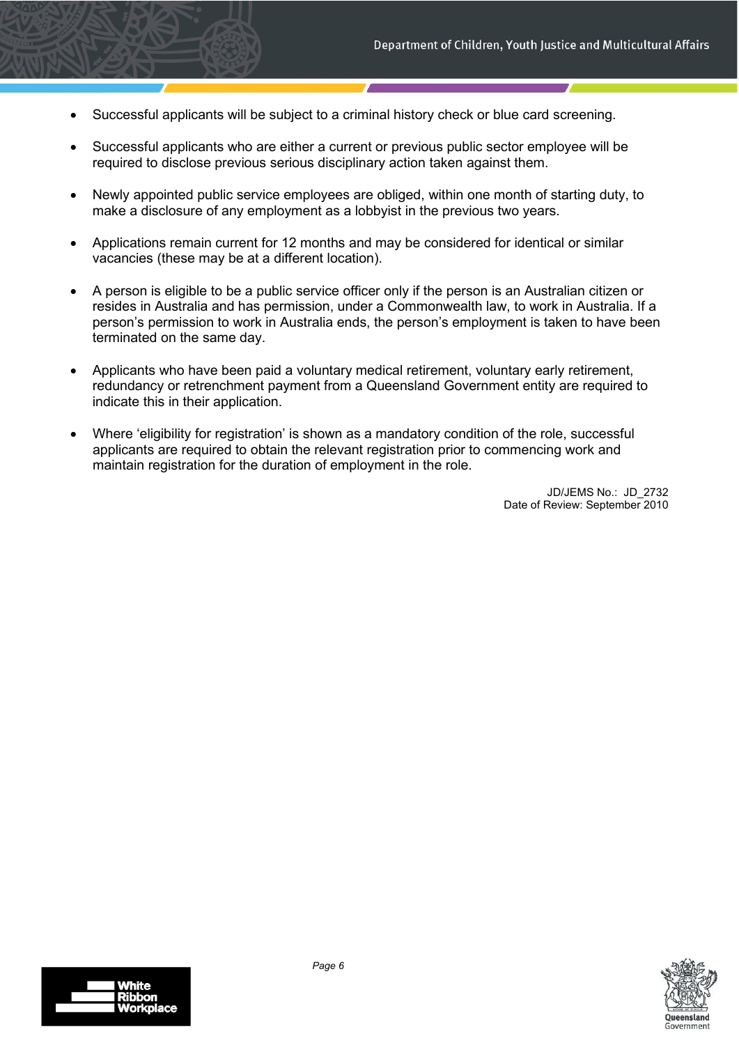- Successful applicants will be subject to a criminal history check or blue card screening.
- Successful applicants who are either a current or previous public sector employee will be required to disclose previous serious disciplinary action taken against them.
- Newly appointed public service employees are obliged, within one month of starting duty, to make a disclosure of any employment as a lobbyist in the previous two years.
- Applications remain current for 12 months and may be considered for identical or similar vacancies (these may be at a different location).
- A person is eligible to be a public service officer only if the person is an Australian citizen or resides in Australia and has permission, under a Commonwealth law, to work in Australia. If a person's permission to work in Australia ends, the person's employment is taken to have been terminated on the same day.
- Applicants who have been paid a voluntary medical retirement, voluntary early retirement, redundancy or retrenchment payment from a Queensland Government entity are required to indicate this in their application.
- Where 'eligibility for registration' is shown as a mandatory condition of the role, successful applicants are required to obtain the relevant registration prior to commencing work and maintain registration for the duration of employment in the role.

JD/JEMS No.: JD_2732
Date of Review: September 2010